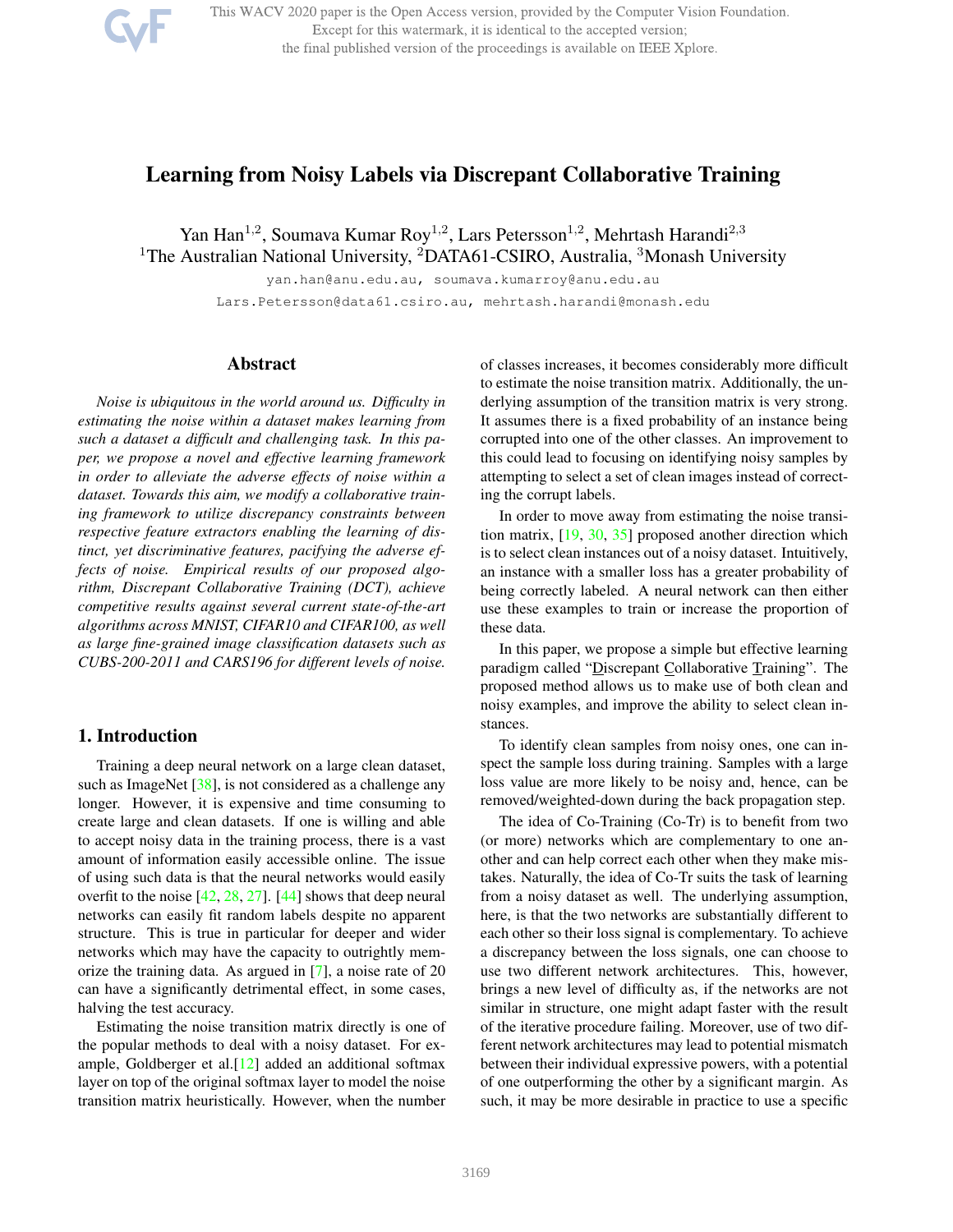# Learning from Noisy Labels via Discrepant Collaborative Training

Yan Han[1,2], Soumava Kumar Roy[1,2], Lars Petersson[1,2], Mehrtash Harandi[2,3]
[1]The Australian National University, [2]DATA61-CSIRO, Australia, [3]Monash University

yan.han@anu.edu.au, soumava.kumarroy@anu.edu.au
Lars.Petersson@data61.csiro.au, mehrtash.harandi@monash.edu

## Abstract

*Noise is ubiquitous in the world around us. Difficulty in estimating the noise within a dataset makes learning from such a dataset a difficult and challenging task. In this paper, we propose a novel and effective learning framework in order to alleviate the adverse effects of noise within a dataset. Towards this aim, we modify a collaborative training framework to utilize discrepancy constraints between respective feature extractors enabling the learning of distinct, yet discriminative features, pacifying the adverse effects of noise. Empirical results of our proposed algorithm, Discrepant Collaborative Training (DCT), achieve competitive results against several current state-of-the-art algorithms across MNIST, CIFAR10 and CIFAR100, as well as large fine-grained image classification datasets such as CUBS-200-2011 and CARS196 for different levels of noise.*

## 1. Introduction

Training a deep neural network on a large clean dataset, such as ImageNet [38], is not considered as a challenge any longer. However, it is expensive and time consuming to create large and clean datasets. If one is willing and able to accept noisy data in the training process, there is a vast amount of information easily accessible online. The issue of using such data is that the neural networks would easily overfit to the noise [42, 28, 27]. [44] shows that deep neural networks can easily fit random labels despite no apparent structure. This is true in particular for deeper and wider networks which may have the capacity to outrightly memorize the training data. As argued in [7], a noise rate of 20 can have a significantly detrimental effect, in some cases, halving the test accuracy.

Estimating the noise transition matrix directly is one of the popular methods to deal with a noisy dataset. For example, Goldberger et al.[12] added an additional softmax layer on top of the original softmax layer to model the noise transition matrix heuristically. However, when the number of classes increases, it becomes considerably more difficult to estimate the noise transition matrix. Additionally, the underlying assumption of the transition matrix is very strong. It assumes there is a fixed probability of an instance being corrupted into one of the other classes. An improvement to this could lead to focusing on identifying noisy samples by attempting to select a set of clean images instead of correcting the corrupt labels.

In order to move away from estimating the noise transition matrix, [19, 30, 35] proposed another direction which is to select clean instances out of a noisy dataset. Intuitively, an instance with a smaller loss has a greater probability of being correctly labeled. A neural network can then either use these examples to train or increase the proportion of these data.

In this paper, we propose a simple but effective learning paradigm called "Discrepant Collaborative Training". The proposed method allows us to make use of both clean and noisy examples, and improve the ability to select clean instances.

To identify clean samples from noisy ones, one can inspect the sample loss during training. Samples with a large loss value are more likely to be noisy and, hence, can be removed/weighted-down during the back propagation step.

The idea of Co-Training (Co-Tr) is to benefit from two (or more) networks which are complementary to one another and can help correct each other when they make mistakes. Naturally, the idea of Co-Tr suits the task of learning from a noisy dataset as well. The underlying assumption, here, is that the two networks are substantially different to each other so their loss signal is complementary. To achieve a discrepancy between the loss signals, one can choose to use two different network architectures. This, however, brings a new level of difficulty as, if the networks are not similar in structure, one might adapt faster with the result of the iterative procedure failing. Moreover, use of two different network architectures may lead to potential mismatch between their individual expressive powers, with a potential of one outperforming the other by a significant margin. As such, it may be more desirable in practice to use a specific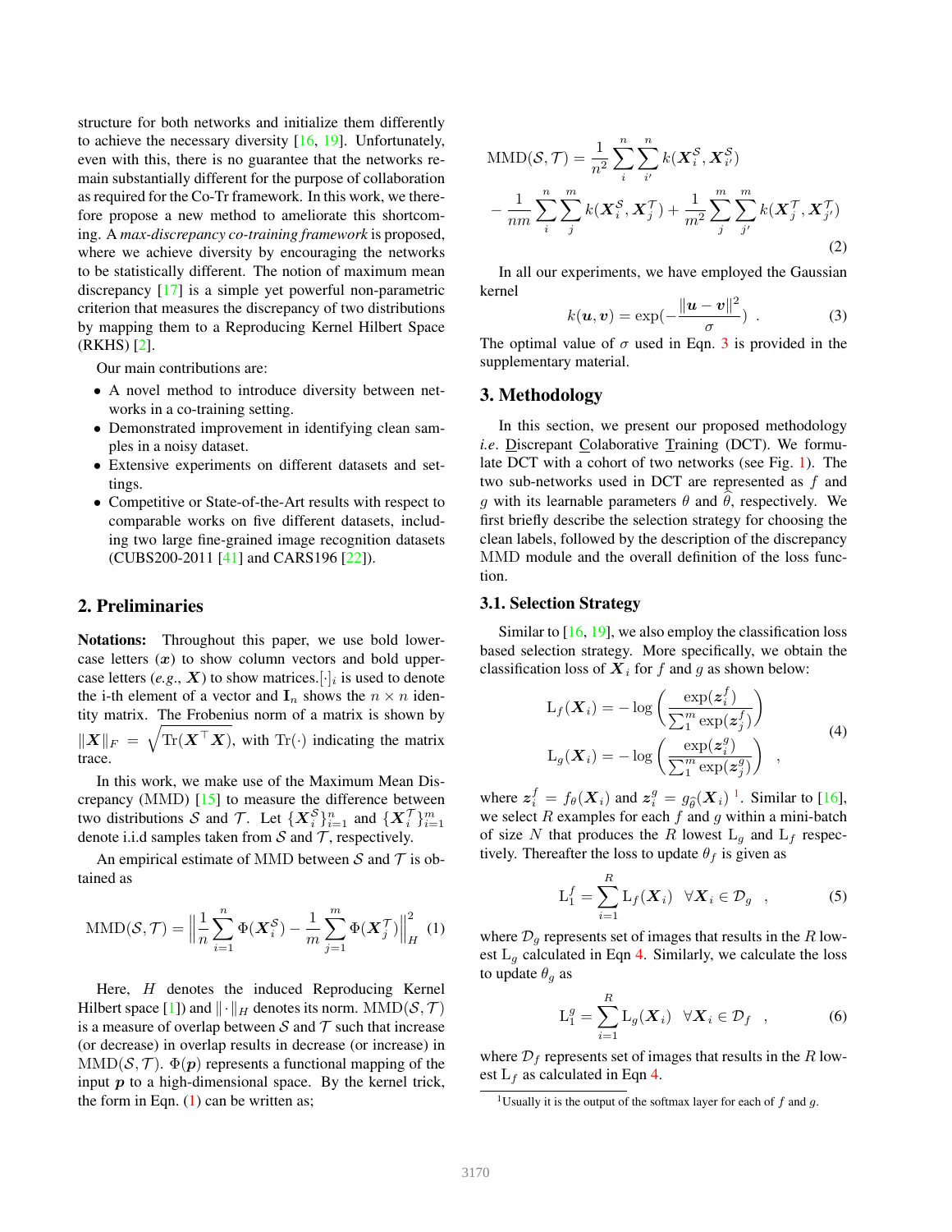structure for both networks and initialize them differently to achieve the necessary diversity [16, 19]. Unfortunately, even with this, there is no guarantee that the networks remain substantially different for the purpose of collaboration as required for the Co-Tr framework. In this work, we therefore propose a new method to ameliorate this shortcoming. A *max-discrepancy co-training framework* is proposed, where we achieve diversity by encouraging the networks to be statistically different. The notion of maximum mean discrepancy [17] is a simple yet powerful non-parametric criterion that measures the discrepancy of two distributions by mapping them to a Reproducing Kernel Hilbert Space (RKHS) [2].

Our main contributions are:

- A novel method to introduce diversity between networks in a co-training setting.
- Demonstrated improvement in identifying clean samples in a noisy dataset.
- Extensive experiments on different datasets and settings.
- Competitive or State-of-the-Art results with respect to comparable works on five different datasets, including two large fine-grained image recognition datasets (CUBS200-2011 [41] and CARS196 [22]).

## 2. Preliminaries

**Notations:** Throughout this paper, we use bold lower-case letters ($\boldsymbol{x}$) to show column vectors and bold upper-case letters (*e.g.*, $\boldsymbol{X}$) to show matrices. $[\cdot]_i$ is used to denote the i-th element of a vector and $\mathbf{I}_n$ shows the $n \times n$ identity matrix. The Frobenius norm of a matrix is shown by $\|\boldsymbol{X}\|_F = \sqrt{\mathrm{Tr}(\boldsymbol{X}^\top \boldsymbol{X})}$, with $\mathrm{Tr}(\cdot)$ indicating the matrix trace.

In this work, we make use of the Maximum Mean Discrepancy (MMD) [15] to measure the difference between two distributions $\mathcal{S}$ and $\mathcal{T}$. Let $\{\boldsymbol{X}_i^{\mathcal{S}}\}_{i=1}^n$ and $\{\boldsymbol{X}_i^{\mathcal{T}}\}_{i=1}^m$ denote i.i.d samples taken from $\mathcal{S}$ and $\mathcal{T}$, respectively.

An empirical estimate of MMD between $\mathcal{S}$ and $\mathcal{T}$ is obtained as

$$\mathrm{MMD}(\mathcal{S}, \mathcal{T}) = \left\| \frac{1}{n} \sum_{i=1}^{n} \Phi(\boldsymbol{X}_i^{\mathcal{S}}) - \frac{1}{m} \sum_{j=1}^{m} \Phi(\boldsymbol{X}_j^{\mathcal{T}}) \right\|_H^2 \quad (1)$$

Here, $H$ denotes the induced Reproducing Kernel Hilbert space [1]) and $\|\cdot\|_H$ denotes its norm. $\mathrm{MMD}(\mathcal{S}, \mathcal{T})$ is a measure of overlap between $\mathcal{S}$ and $\mathcal{T}$ such that increase (or decrease) in overlap results in decrease (or increase) in $\mathrm{MMD}(\mathcal{S}, \mathcal{T})$. $\Phi(\boldsymbol{p})$ represents a functional mapping of the input $\boldsymbol{p}$ to a high-dimensional space. By the kernel trick, the form in Eqn. (1) can be written as;

$$\begin{aligned} \mathrm{MMD}(\mathcal{S}, \mathcal{T}) &= \frac{1}{n^2} \sum_{i}^{n} \sum_{i'}^{n} k(\boldsymbol{X}_i^{\mathcal{S}}, \boldsymbol{X}_{i'}^{\mathcal{S}}) \\ &- \frac{1}{nm} \sum_{i}^{n} \sum_{j}^{m} k(\boldsymbol{X}_i^{\mathcal{S}}, \boldsymbol{X}_j^{\mathcal{T}}) + \frac{1}{m^2} \sum_{j}^{m} \sum_{j'}^{m} k(\boldsymbol{X}_j^{\mathcal{T}}, \boldsymbol{X}_{j'}^{\mathcal{T}}) \end{aligned} \quad (2)$$

In all our experiments, we have employed the Gaussian kernel

$$k(\boldsymbol{u}, \boldsymbol{v}) = \exp(-\frac{\|\boldsymbol{u} - \boldsymbol{v}\|^2}{\sigma}) \ . \quad (3)$$

The optimal value of $\sigma$ used in Eqn. 3 is provided in the supplementary material.

## 3. Methodology

In this section, we present our proposed methodology *i.e*. Discrepant Colaborative Training (DCT). We formulate DCT with a cohort of two networks (see Fig. 1). The two sub-networks used in DCT are represented as $f$ and $g$ with its learnable parameters $\theta$ and $\widehat{\theta}$, respectively. We first briefly describe the selection strategy for choosing the clean labels, followed by the description of the discrepancy MMD module and the overall definition of the loss function.

### 3.1. Selection Strategy

Similar to [16, 19], we also employ the classification loss based selection strategy. More specifically, we obtain the classification loss of $\boldsymbol{X}_i$ for $f$ and $g$ as shown below:

$$\begin{aligned} \mathrm{L}_f(\boldsymbol{X}_i) &= -\log\left(\frac{\exp(\boldsymbol{z}_i^f)}{\sum_1^m \exp(\boldsymbol{z}_j^f)}\right) \\ \mathrm{L}_g(\boldsymbol{X}_i) &= -\log\left(\frac{\exp(\boldsymbol{z}_i^g)}{\sum_1^m \exp(\boldsymbol{z}_j^g)}\right) \quad , \end{aligned} \quad (4)$$

where $\boldsymbol{z}_i^f = f_\theta(\boldsymbol{X}_i)$ and $\boldsymbol{z}_i^g = g_{\widehat{\theta}}(\boldsymbol{X}_i)$ [1]. Similar to [16], we select $R$ examples for each $f$ and $g$ within a mini-batch of size $N$ that produces the $R$ lowest $\mathrm{L}_g$ and $\mathrm{L}_f$ respectively. Thereafter the loss to update $\theta_f$ is given as

$$\mathrm{L}_1^f = \sum_{i=1}^{R} \mathrm{L}_f(\boldsymbol{X}_i) \quad \forall \boldsymbol{X}_i \in \mathcal{D}_g \quad , \quad (5)$$

where $\mathcal{D}_g$ represents set of images that results in the $R$ lowest $\mathrm{L}_g$ calculated in Eqn 4. Similarly, we calculate the loss to update $\theta_g$ as

$$\mathrm{L}_1^g = \sum_{i=1}^{R} \mathrm{L}_g(\boldsymbol{X}_i) \quad \forall \boldsymbol{X}_i \in \mathcal{D}_f \quad , \quad (6)$$

where $\mathcal{D}_f$ represents set of images that results in the $R$ lowest $\mathrm{L}_f$ as calculated in Eqn 4.

[1] Usually it is the output of the softmax layer for each of $f$ and $g$.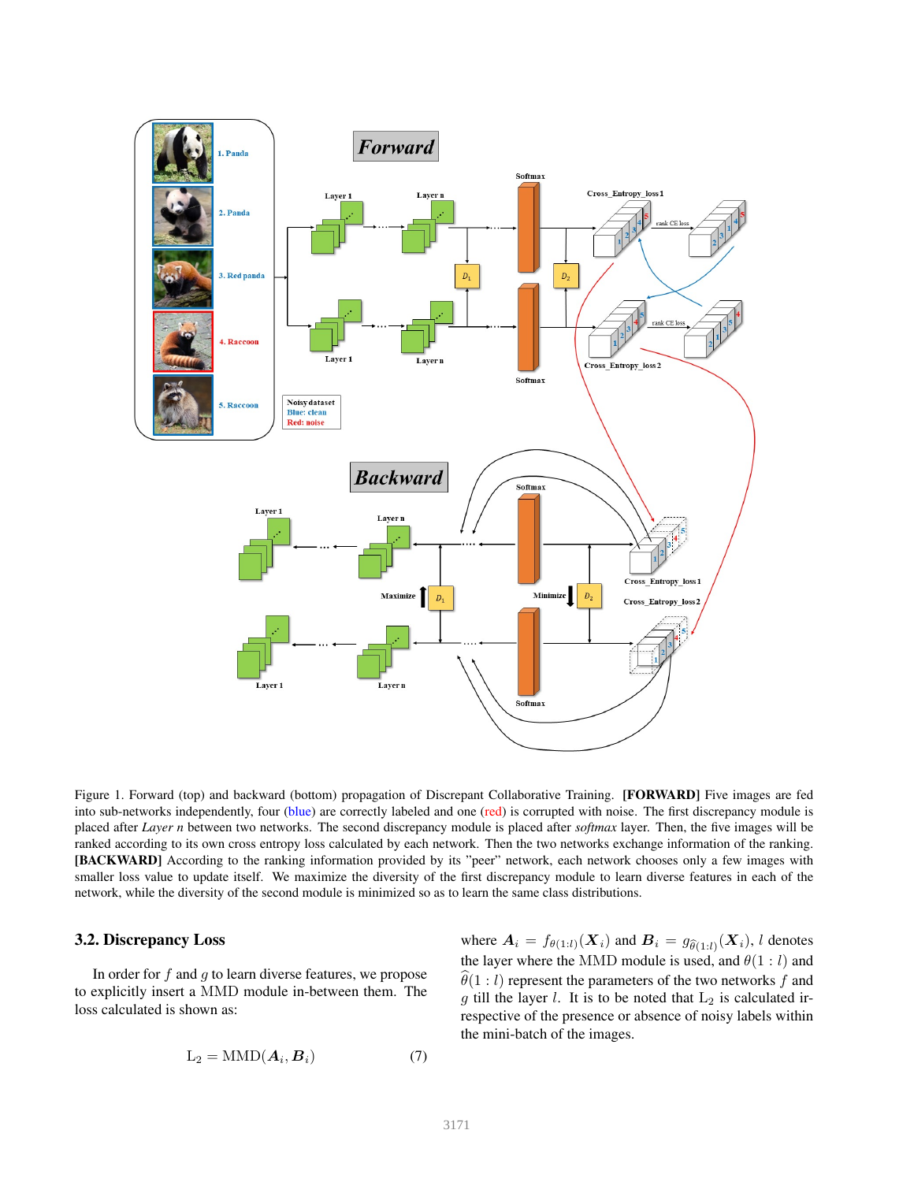Figure 1. Forward (top) and backward (bottom) propagation of Discrepant Collaborative Training. **[FORWARD]** Five images are fed into sub-networks independently, four (blue) are correctly labeled and one (red) is corrupted with noise. The first discrepancy module is placed after *Layer n* between two networks. The second discrepancy module is placed after *softmax* layer. Then, the five images will be ranked according to its own cross entropy loss calculated by each network. Then the two networks exchange information of the ranking. **[BACKWARD]** According to the ranking information provided by its "peer" network, each network chooses only a few images with smaller loss value to update itself. We maximize the diversity of the first discrepancy module to learn diverse features in each of the network, while the diversity of the second module is minimized so as to learn the same class distributions.

### 3.2. Discrepancy Loss

In order for $f$ and $g$ to learn diverse features, we propose to explicitly insert a MMD module in-between them. The loss calculated is shown as:

$$\mathrm{L}_2 = \mathrm{MMD}(\boldsymbol{A}_i, \boldsymbol{B}_i) \tag{7}$$

where $\boldsymbol{A}_i = f_{\theta(1:l)}(\boldsymbol{X}_i)$ and $\boldsymbol{B}_i = g_{\widehat{\theta}(1:l)}(\boldsymbol{X}_i)$, $l$ denotes the layer where the MMD module is used, and $\theta(1:l)$ and $\widehat{\theta}(1:l)$ represent the parameters of the two networks $f$ and $g$ till the layer $l$. It is to be noted that $\mathrm{L}_2$ is calculated irrespective of the presence or absence of noisy labels within the mini-batch of the images.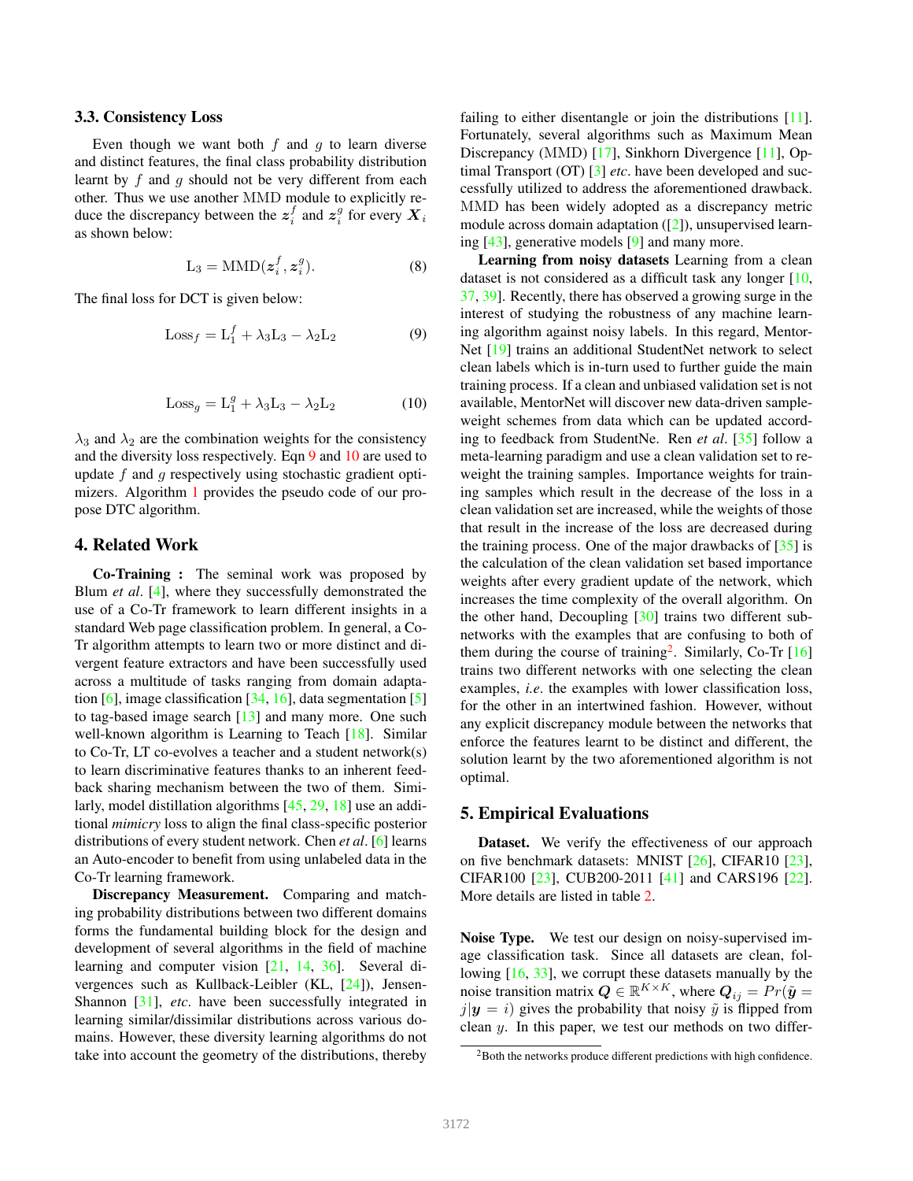### 3.3. Consistency Loss

Even though we want both $f$ and $g$ to learn diverse and distinct features, the final class probability distribution learnt by $f$ and $g$ should not be very different from each other. Thus we use another MMD module to explicitly reduce the discrepancy between the $\boldsymbol{z}_i^f$ and $\boldsymbol{z}_i^g$ for every $\boldsymbol{X}_i$ as shown below:

$$\mathrm{L}_3 = \mathrm{MMD}(\boldsymbol{z}_i^f, \boldsymbol{z}_i^g). \tag{8}$$

The final loss for DCT is given below:

$$\mathrm{Loss}_f = \mathrm{L}_1^f + \lambda_3 \mathrm{L}_3 - \lambda_2 \mathrm{L}_2 \tag{9}$$

$$\mathrm{Loss}_g = \mathrm{L}_1^g + \lambda_3 \mathrm{L}_3 - \lambda_2 \mathrm{L}_2 \tag{10}$$

$\lambda_3$ and $\lambda_2$ are the combination weights for the consistency and the diversity loss respectively. Eqn 9 and 10 are used to update $f$ and $g$ respectively using stochastic gradient optimizers. Algorithm 1 provides the pseudo code of our propose DTC algorithm.

## 4. Related Work

**Co-Training :** The seminal work was proposed by Blum *et al*. [4], where they successfully demonstrated the use of a Co-Tr framework to learn different insights in a standard Web page classification problem. In general, a Co-Tr algorithm attempts to learn two or more distinct and divergent feature extractors and have been successfully used across a multitude of tasks ranging from domain adaptation [6], image classification [34, 16], data segmentation [5] to tag-based image search [13] and many more. One such well-known algorithm is Learning to Teach [18]. Similar to Co-Tr, LT co-evolves a teacher and a student network(s) to learn discriminative features thanks to an inherent feedback sharing mechanism between the two of them. Similarly, model distillation algorithms [45, 29, 18] use an additional *mimicry* loss to align the final class-specific posterior distributions of every student network. Chen *et al*. [6] learns an Auto-encoder to benefit from using unlabeled data in the Co-Tr learning framework.

**Discrepancy Measurement.** Comparing and matching probability distributions between two different domains forms the fundamental building block for the design and development of several algorithms in the field of machine learning and computer vision [21, 14, 36]. Several divergences such as Kullback-Leibler (KL, [24]), Jensen-Shannon [31], *etc*. have been successfully integrated in learning similar/dissimilar distributions across various domains. However, these diversity learning algorithms do not take into account the geometry of the distributions, thereby failing to either disentangle or join the distributions [11]. Fortunately, several algorithms such as Maximum Mean Discrepancy (MMD) [17], Sinkhorn Divergence [11], Optimal Transport (OT) [3] *etc*. have been developed and successfully utilized to address the aforementioned drawback. MMD has been widely adopted as a discrepancy metric module across domain adaptation ([2]), unsupervised learning [43], generative models [9] and many more.

**Learning from noisy datasets** Learning from a clean dataset is not considered as a difficult task any longer [10, 37, 39]. Recently, there has observed a growing surge in the interest of studying the robustness of any machine learning algorithm against noisy labels. In this regard, MentorNet [19] trains an additional StudentNet network to select clean labels which is in-turn used to further guide the main training process. If a clean and unbiased validation set is not available, MentorNet will discover new data-driven sample-weight schemes from data which can be updated according to feedback from StudentNe. Ren *et al*. [35] follow a meta-learning paradigm and use a clean validation set to re-weight the training samples. Importance weights for training samples which result in the decrease of the loss in a clean validation set are increased, while the weights of those that result in the increase of the loss are decreased during the training process. One of the major drawbacks of [35] is the calculation of the clean validation set based importance weights after every gradient update of the network, which increases the time complexity of the overall algorithm. On the other hand, Decoupling [30] trains two different sub-networks with the examples that are confusing to both of them during the course of training[2]. Similarly, Co-Tr [16] trains two different networks with one selecting the clean examples, *i.e*. the examples with lower classification loss, for the other in an intertwined fashion. However, without any explicit discrepancy module between the networks that enforce the features learnt to be distinct and different, the solution learnt by the two aforementioned algorithm is not optimal.

## 5. Empirical Evaluations

**Dataset.** We verify the effectiveness of our approach on five benchmark datasets: MNIST [26], CIFAR10 [23], CIFAR100 [23], CUB200-2011 [41] and CARS196 [22]. More details are listed in table 2.

**Noise Type.** We test our design on noisy-supervised image classification task. Since all datasets are clean, following [16, 33], we corrupt these datasets manually by the noise transition matrix $\boldsymbol{Q} \in \mathbb{R}^{K \times K}$, where $\boldsymbol{Q}_{ij} = Pr(\tilde{\boldsymbol{y}} = j | \boldsymbol{y} = i)$ gives the probability that noisy $\tilde{y}$ is flipped from clean $y$. In this paper, we test our methods on two differ-

[2] Both the networks produce different predictions with high confidence.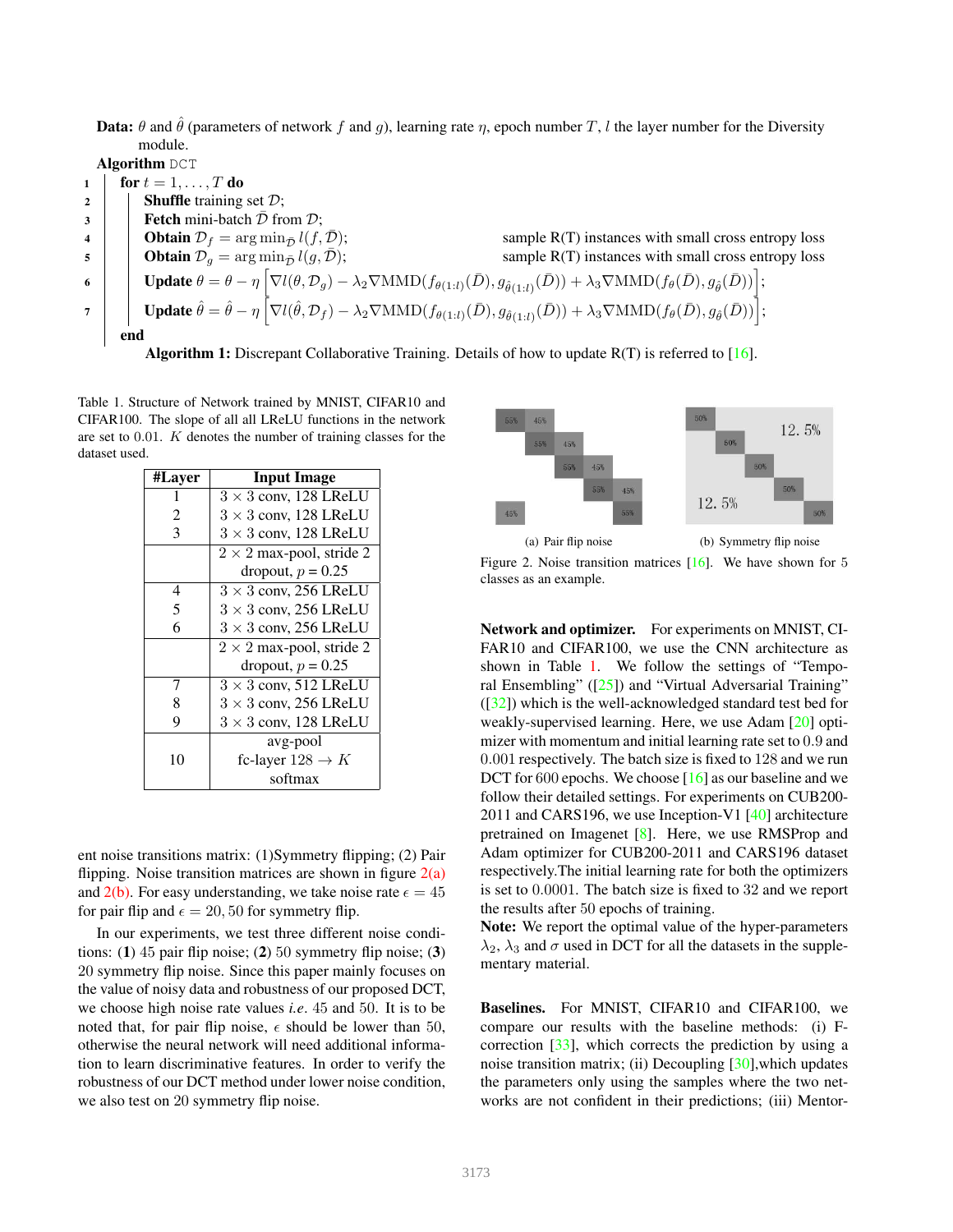**Data:** $\theta$ and $\hat{\theta}$ (parameters of network $f$ and $g$), learning rate $\eta$, epoch number $T$, $l$ the layer number for the Diversity module.

**Algorithm** DCT

```
1  for t = 1, ..., T do
2      Shuffle training set D;
3      Fetch mini-batch D̄ from D;
4      Obtain D_f = argmin_D̄ l(f, D̄);            sample R(T) instances with small cross entropy loss
5      Obtain D_g = argmin_D̄ l(g, D̄);            sample R(T) instances with small cross entropy loss
6      Update θ = θ − η [ ... ];
7      Update θ̂ = θ̂ − η [ ... ];
   end
```

1. **for** $t = 1, \ldots, T$ **do**
2. **Shuffle** training set $\mathcal{D}$;
3. **Fetch** mini-batch $\bar{\mathcal{D}}$ from $\mathcal{D}$;
4. **Obtain** $\mathcal{D}_f = \arg\min_{\bar{\mathcal{D}}} l(f, \bar{\mathcal{D}})$; sample R(T) instances with small cross entropy loss
5. **Obtain** $\mathcal{D}_g = \arg\min_{\bar{\mathcal{D}}} l(g, \bar{\mathcal{D}})$; sample R(T) instances with small cross entropy loss
6. **Update** $\theta = \theta - \eta \left[ \nabla l(\theta, \mathcal{D}_g) - \lambda_2 \nabla \text{MMD}(f_{\theta(1:l)}(\bar{D}), g_{\hat{\theta}(1:l)}(\bar{D})) + \lambda_3 \nabla \text{MMD}(f_\theta(\bar{D}), g_{\hat{\theta}}(\bar{D})) \right]$;
7. **Update** $\hat{\theta} = \hat{\theta} - \eta \left[ \nabla l(\hat{\theta}, \mathcal{D}_f) - \lambda_2 \nabla \text{MMD}(f_{\theta(1:l)}(\bar{D}), g_{\hat{\theta}(1:l)}(\bar{D})) + \lambda_3 \nabla \text{MMD}(f_\theta(\bar{D}), g_{\hat{\theta}}(\bar{D})) \right]$;

**end**

**Algorithm 1:** Discrepant Collaborative Training. Details of how to update R(T) is referred to [16].

Table 1. Structure of Network trained by MNIST, CIFAR10 and CIFAR100. The slope of all all LReLU functions in the network are set to 0.01. $K$ denotes the number of training classes for the dataset used.

| #Layer | Input Image |
|---|---|
| 1 | $3 \times 3$ conv, 128 LReLU |
| 2 | $3 \times 3$ conv, 128 LReLU |
| 3 | $3 \times 3$ conv, 128 LReLU |
| | $2 \times 2$ max-pool, stride 2 dropout, $p = 0.25$ |
| 4 | $3 \times 3$ conv, 256 LReLU |
| 5 | $3 \times 3$ conv, 256 LReLU |
| 6 | $3 \times 3$ conv, 256 LReLU |
| | $2 \times 2$ max-pool, stride 2 dropout, $p = 0.25$ |
| 7 | $3 \times 3$ conv, 512 LReLU |
| 8 | $3 \times 3$ conv, 256 LReLU |
| 9 | $3 \times 3$ conv, 128 LReLU |
| 10 | avg-pool fc-layer $128 \to K$ softmax |

ent noise transitions matrix: (1)Symmetry flipping; (2) Pair flipping. Noise transition matrices are shown in figure 2(a) and 2(b). For easy understanding, we take noise rate $\epsilon = 45$ for pair flip and $\epsilon = 20, 50$ for symmetry flip.

In our experiments, we test three different noise conditions: (**1**) 45 pair flip noise; (**2**) 50 symmetry flip noise; (**3**) 20 symmetry flip noise. Since this paper mainly focuses on the value of noisy data and robustness of our proposed DCT, we choose high noise rate values *i.e*. 45 and 50. It is to be noted that, for pair flip noise, $\epsilon$ should be lower than 50, otherwise the neural network will need additional information to learn discriminative features. In order to verify the robustness of our DCT method under lower noise condition, we also test on 20 symmetry flip noise.

| 55% | 45% | | | |
|---|---|---|---|---|
| | 55% | 45% | | |
| | | 55% | 45% | |
| | | | 55% | 45% |
| 45% | | | | 55% |

(a) Pair flip noise

| 50% | | | | |
|---|---|---|---|---|
| | 50% | 12.5% | | |
| | | 50% | | |
| | 12.5% | | 50% | |
| | | | | 50% |

(b) Symmetry flip noise

Figure 2. Noise transition matrices [16]. We have shown for 5 classes as an example.

**Network and optimizer.** For experiments on MNIST, CIFAR10 and CIFAR100, we use the CNN architecture as shown in Table 1. We follow the settings of "Temporal Ensembling" ([25]) and "Virtual Adversarial Training" ([32]) which is the well-acknowledged standard test bed for weakly-supervised learning. Here, we use Adam [20] optimizer with momentum and initial learning rate set to 0.9 and 0.001 respectively. The batch size is fixed to 128 and we run DCT for 600 epochs. We choose [16] as our baseline and we follow their detailed settings. For experiments on CUB200-2011 and CARS196, we use Inception-V1 [40] architecture pretrained on Imagenet [8]. Here, we use RMSProp and Adam optimizer for CUB200-2011 and CARS196 dataset respectively.The initial learning rate for both the optimizers is set to 0.0001. The batch size is fixed to 32 and we report the results after 50 epochs of training.
**Note:** We report the optimal value of the hyper-parameters $\lambda_2$, $\lambda_3$ and $\sigma$ used in DCT for all the datasets in the supplementary material.

**Baselines.** For MNIST, CIFAR10 and CIFAR100, we compare our results with the baseline methods: (i) F-correction [33], which corrects the prediction by using a noise transition matrix; (ii) Decoupling [30],which updates the parameters only using the samples where the two networks are not confident in their predictions; (iii) Mentor-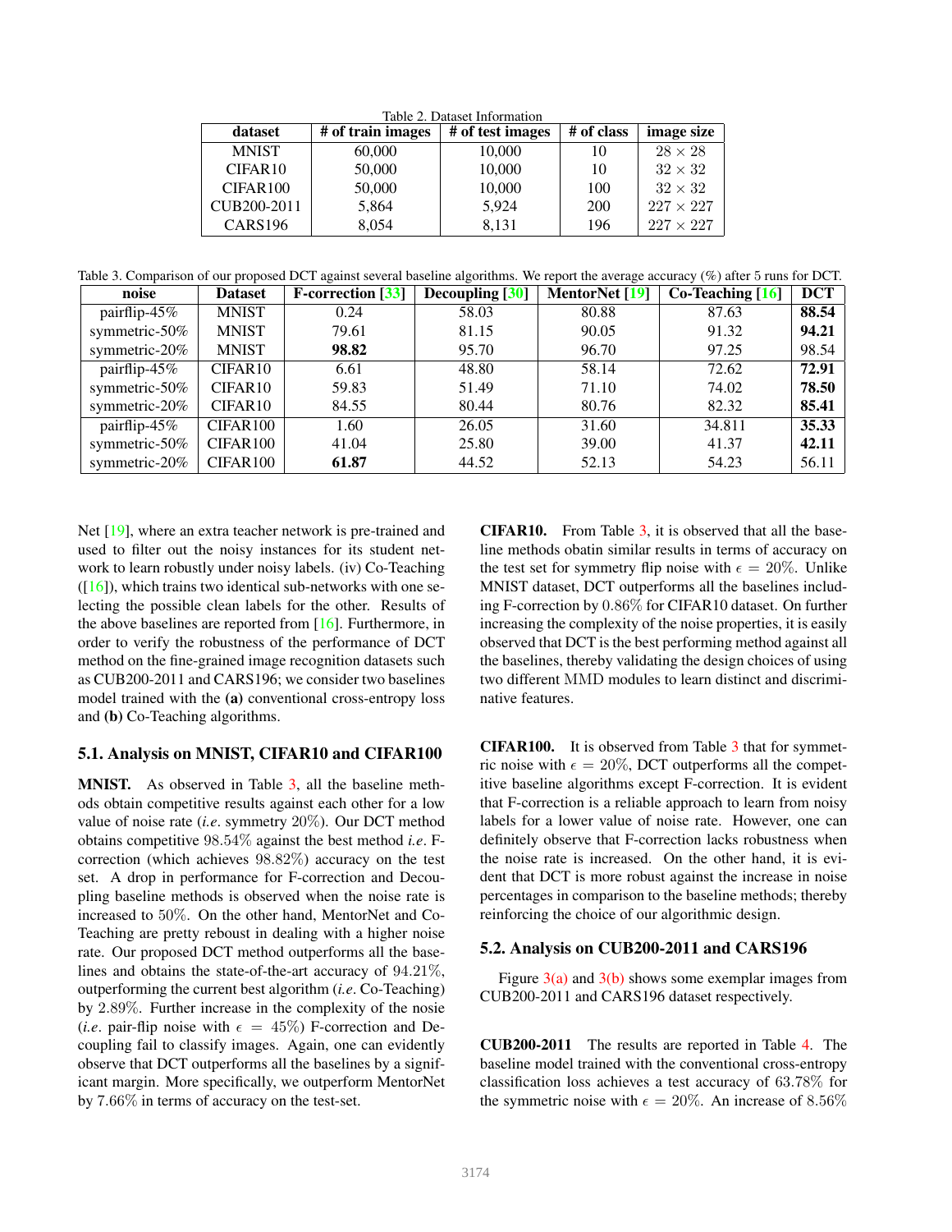Table 2. Dataset Information

| dataset | # of train images | # of test images | # of class | image size |
|---|---|---|---|---|
| MNIST | 60,000 | 10,000 | 10 | $28 \times 28$ |
| CIFAR10 | 50,000 | 10,000 | 10 | $32 \times 32$ |
| CIFAR100 | 50,000 | 10,000 | 100 | $32 \times 32$ |
| CUB200-2011 | 5,864 | 5,924 | 200 | $227 \times 227$ |
| CARS196 | 8,054 | 8,131 | 196 | $227 \times 227$ |

Table 3. Comparison of our proposed DCT against several baseline algorithms. We report the average accuracy (%) after 5 runs for DCT.

| noise | Dataset | F-correction [33] | Decoupling [30] | MentorNet [19] | Co-Teaching [16] | DCT |
|---|---|---|---|---|---|---|
| pairflip-45% | MNIST | 0.24 | 58.03 | 80.88 | 87.63 | **88.54** |
| symmetric-50% | MNIST | 79.61 | 81.15 | 90.05 | 91.32 | **94.21** |
| symmetric-20% | MNIST | **98.82** | 95.70 | 96.70 | 97.25 | 98.54 |
| pairflip-45% | CIFAR10 | 6.61 | 48.80 | 58.14 | 72.62 | **72.91** |
| symmetric-50% | CIFAR10 | 59.83 | 51.49 | 71.10 | 74.02 | **78.50** |
| symmetric-20% | CIFAR10 | 84.55 | 80.44 | 80.76 | 82.32 | **85.41** |
| pairflip-45% | CIFAR100 | 1.60 | 26.05 | 31.60 | 34.811 | **35.33** |
| symmetric-50% | CIFAR100 | 41.04 | 25.80 | 39.00 | 41.37 | **42.11** |
| symmetric-20% | CIFAR100 | **61.87** | 44.52 | 52.13 | 54.23 | 56.11 |

Net [19], where an extra teacher network is pre-trained and used to filter out the noisy instances for its student network to learn robustly under noisy labels. (iv) Co-Teaching ([16]), which trains two identical sub-networks with one selecting the possible clean labels for the other. Results of the above baselines are reported from [16]. Furthermore, in order to verify the robustness of the performance of DCT method on the fine-grained image recognition datasets such as CUB200-2011 and CARS196; we consider two baselines model trained with the **(a)** conventional cross-entropy loss and **(b)** Co-Teaching algorithms.

### 5.1. Analysis on MNIST, CIFAR10 and CIFAR100

**MNIST.** As observed in Table 3, all the baseline methods obtain competitive results against each other for a low value of noise rate (*i.e.* symmetry 20%). Our DCT method obtains competitive 98.54% against the best method *i.e.* F-correction (which achieves 98.82%) accuracy on the test set. A drop in performance for F-correction and Decoupling baseline methods is observed when the noise rate is increased to 50%. On the other hand, MentorNet and Co-Teaching are pretty reboust in dealing with a higher noise rate. Our proposed DCT method outperforms all the baselines and obtains the state-of-the-art accuracy of 94.21%, outperforming the current best algorithm (*i.e.* Co-Teaching) by 2.89%. Further increase in the complexity of the nosie (*i.e.* pair-flip noise with $\epsilon = 45\%$) F-correction and Decoupling fail to classify images. Again, one can evidently observe that DCT outperforms all the baselines by a significant margin. More specifically, we outperform MentorNet by 7.66% in terms of accuracy on the test-set.

**CIFAR10.** From Table 3, it is observed that all the baseline methods obatin similar results in terms of accuracy on the test set for symmetry flip noise with $\epsilon = 20\%$. Unlike MNIST dataset, DCT outperforms all the baselines including F-correction by 0.86% for CIFAR10 dataset. On further increasing the complexity of the noise properties, it is easily observed that DCT is the best performing method against all the baselines, thereby validating the design choices of using two different MMD modules to learn distinct and discriminative features.

**CIFAR100.** It is observed from Table 3 that for symmetric noise with $\epsilon = 20\%$, DCT outperforms all the competitive baseline algorithms except F-correction. It is evident that F-correction is a reliable approach to learn from noisy labels for a lower value of noise rate. However, one can definitely observe that F-correction lacks robustness when the noise rate is increased. On the other hand, it is evident that DCT is more robust against the increase in noise percentages in comparison to the baseline methods; thereby reinforcing the choice of our algorithmic design.

### 5.2. Analysis on CUB200-2011 and CARS196

Figure 3(a) and 3(b) shows some exemplar images from CUB200-2011 and CARS196 dataset respectively.

**CUB200-2011** The results are reported in Table 4. The baseline model trained with the conventional cross-entropy classification loss achieves a test accuracy of 63.78% for the symmetric noise with $\epsilon = 20\%$. An increase of 8.56%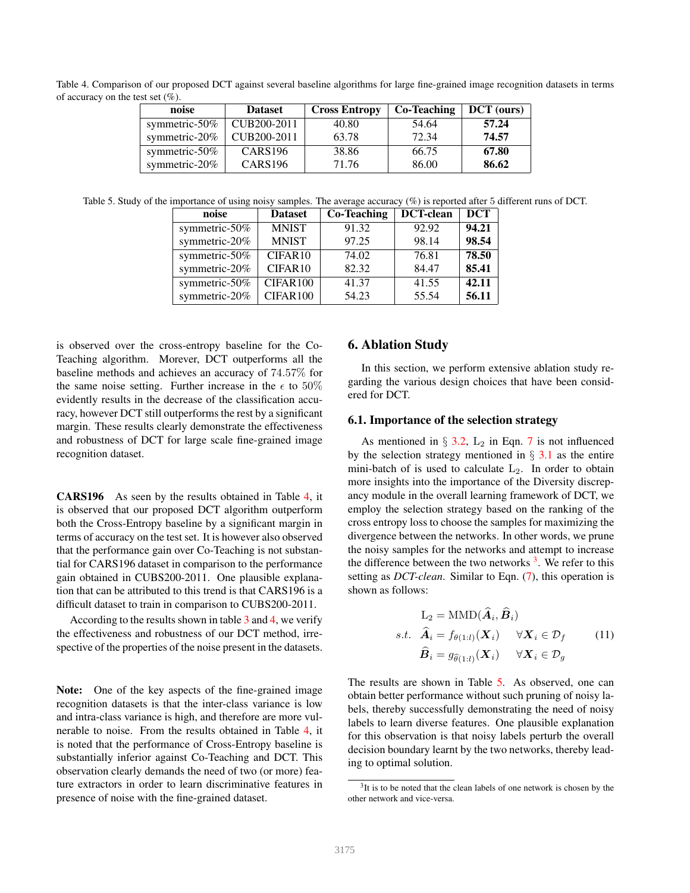Table 4. Comparison of our proposed DCT against several baseline algorithms for large fine-grained image recognition datasets in terms of accuracy on the test set (%).

| noise | Dataset | Cross Entropy | Co-Teaching | DCT (ours) |
|---|---|---|---|---|
| symmetric-50% | CUB200-2011 | 40.80 | 54.64 | **57.24** |
| symmetric-20% | CUB200-2011 | 63.78 | 72.34 | **74.57** |
| symmetric-50% | CARS196 | 38.86 | 66.75 | **67.80** |
| symmetric-20% | CARS196 | 71.76 | 86.00 | **86.62** |

Table 5. Study of the importance of using noisy samples. The average accuracy (%) is reported after 5 different runs of DCT.

| noise | Dataset | Co-Teaching | DCT-clean | DCT |
|---|---|---|---|---|
| symmetric-50% | MNIST | 91.32 | 92.92 | **94.21** |
| symmetric-20% | MNIST | 97.25 | 98.14 | **98.54** |
| symmetric-50% | CIFAR10 | 74.02 | 76.81 | **78.50** |
| symmetric-20% | CIFAR10 | 82.32 | 84.47 | **85.41** |
| symmetric-50% | CIFAR100 | 41.37 | 41.55 | **42.11** |
| symmetric-20% | CIFAR100 | 54.23 | 55.54 | **56.11** |

is observed over the cross-entropy baseline for the Co-Teaching algorithm. Morever, DCT outperforms all the baseline methods and achieves an accuracy of 74.57% for the same noise setting. Further increase in the $\epsilon$ to 50% evidently results in the decrease of the classification accuracy, however DCT still outperforms the rest by a significant margin. These results clearly demonstrate the effectiveness and robustness of DCT for large scale fine-grained image recognition dataset.

**CARS196** As seen by the results obtained in Table 4, it is observed that our proposed DCT algorithm outperform both the Cross-Entropy baseline by a significant margin in terms of accuracy on the test set. It is however also observed that the performance gain over Co-Teaching is not substantial for CARS196 dataset in comparison to the performance gain obtained in CUBS200-2011. One plausible explanation that can be attributed to this trend is that CARS196 is a difficult dataset to train in comparison to CUBS200-2011.

According to the results shown in table 3 and 4, we verify the effectiveness and robustness of our DCT method, irrespective of the properties of the noise present in the datasets.

**Note:** One of the key aspects of the fine-grained image recognition datasets is that the inter-class variance is low and intra-class variance is high, and therefore are more vulnerable to noise. From the results obtained in Table 4, it is noted that the performance of Cross-Entropy baseline is substantially inferior against Co-Teaching and DCT. This observation clearly demands the need of two (or more) feature extractors in order to learn discriminative features in presence of noise with the fine-grained dataset.

## 6. Ablation Study

In this section, we perform extensive ablation study regarding the various design choices that have been considered for DCT.

### 6.1. Importance of the selection strategy

As mentioned in § 3.2, $\mathrm{L}_2$ in Eqn. 7 is not influenced by the selection strategy mentioned in § 3.1 as the entire mini-batch of is used to calculate $\mathrm{L}_2$. In order to obtain more insights into the importance of the Diversity discrepancy module in the overall learning framework of DCT, we employ the selection strategy based on the ranking of the cross entropy loss to choose the samples for maximizing the divergence between the networks. In other words, we prune the noisy samples for the networks and attempt to increase the difference between the two networks [3]. We refer to this setting as *DCT-clean*. Similar to Eqn. (7), this operation is shown as follows:

$$
\begin{aligned}
&\mathrm{L}_2 = \mathrm{MMD}(\widehat{\boldsymbol{A}}_i, \widehat{\boldsymbol{B}}_i) \\
s.t.\ \ &\widehat{\boldsymbol{A}}_i = f_{\theta(1:l)}(\boldsymbol{X}_i) \quad \forall \boldsymbol{X}_i \in \mathcal{D}_f \\
&\widehat{\boldsymbol{B}}_i = g_{\widehat{\theta}(1:l)}(\boldsymbol{X}_i) \quad \forall \boldsymbol{X}_i \in \mathcal{D}_g
\end{aligned}
\tag{11}
$$

The results are shown in Table 5. As observed, one can obtain better performance without such pruning of noisy labels, thereby successfully demonstrating the need of noisy labels to learn diverse features. One plausible explanation for this observation is that noisy labels perturb the overall decision boundary learnt by the two networks, thereby leading to optimal solution.

[3] It is to be noted that the clean labels of one network is chosen by the other network and vice-versa.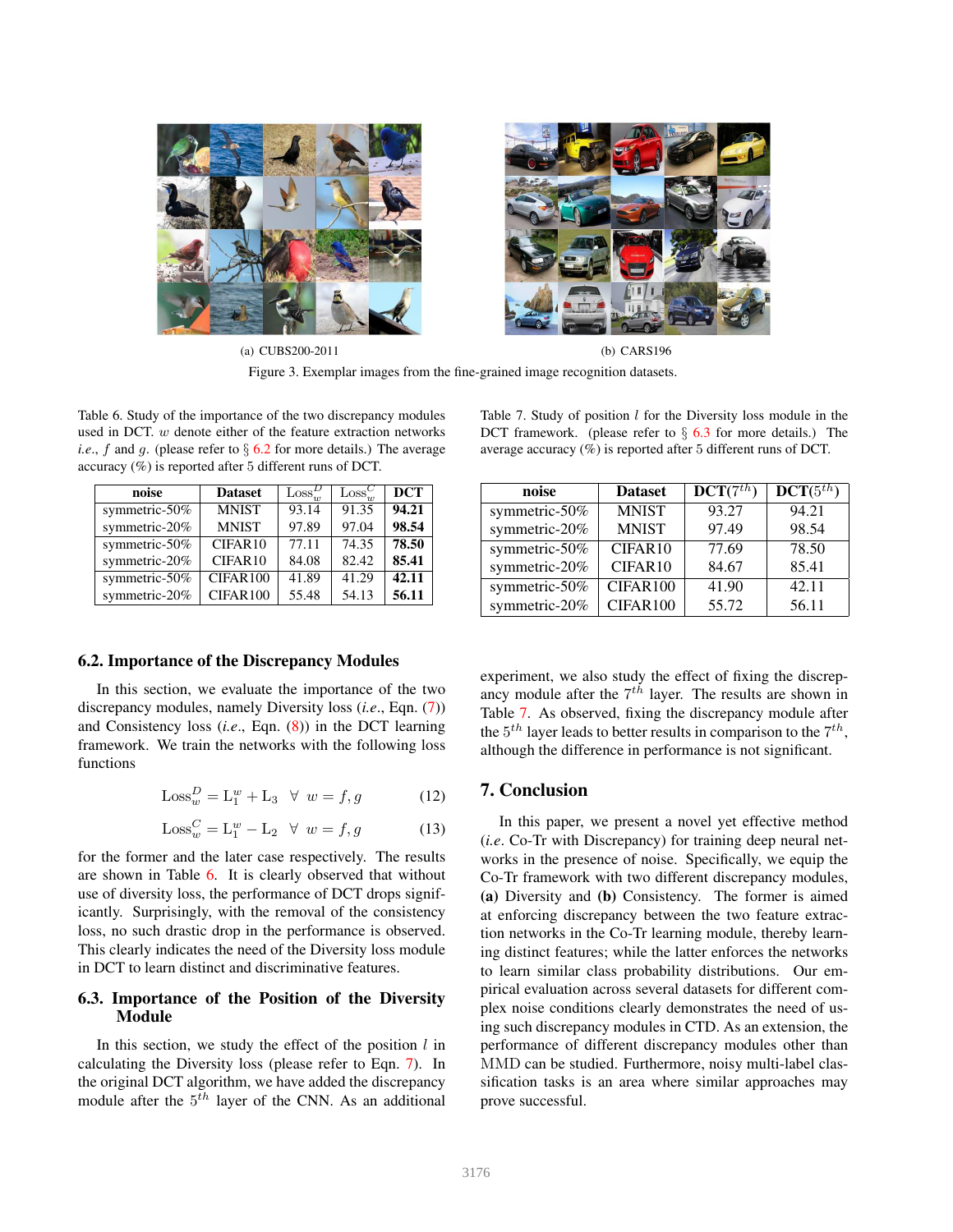(a) CUBS200-2011

(b) CARS196

Figure 3. Exemplar images from the fine-grained image recognition datasets.

Table 6. Study of the importance of the two discrepancy modules used in DCT. $w$ denote either of the feature extraction networks *i.e.*, $f$ and $g$. (please refer to § 6.2 for more details.) The average accuracy (%) is reported after 5 different runs of DCT.

| noise | Dataset | $\text{Loss}_w^D$ | $\text{Loss}_w^C$ | DCT |
|---|---|---|---|---|
| symmetric-50% | MNIST | 93.14 | 91.35 | **94.21** |
| symmetric-20% | MNIST | 97.89 | 97.04 | **98.54** |
| symmetric-50% | CIFAR10 | 77.11 | 74.35 | **78.50** |
| symmetric-20% | CIFAR10 | 84.08 | 82.42 | **85.41** |
| symmetric-50% | CIFAR100 | 41.89 | 41.29 | **42.11** |
| symmetric-20% | CIFAR100 | 55.48 | 54.13 | **56.11** |

Table 7. Study of position $l$ for the Diversity loss module in the DCT framework. (please refer to § 6.3 for more details.) The average accuracy (%) is reported after 5 different runs of DCT.

| noise | Dataset | DCT($7^{th}$) | DCT($5^{th}$) |
|---|---|---|---|
| symmetric-50% | MNIST | 93.27 | 94.21 |
| symmetric-20% | MNIST | 97.49 | 98.54 |
| symmetric-50% | CIFAR10 | 77.69 | 78.50 |
| symmetric-20% | CIFAR10 | 84.67 | 85.41 |
| symmetric-50% | CIFAR100 | 41.90 | 42.11 |
| symmetric-20% | CIFAR100 | 55.72 | 56.11 |

## 6.2. Importance of the Discrepancy Modules

In this section, we evaluate the importance of the two discrepancy modules, namely Diversity loss (*i.e.*, Eqn. (7)) and Consistency loss (*i.e.*, Eqn. (8)) in the DCT learning framework. We train the networks with the following loss functions

$$\text{Loss}_w^D = \text{L}_1^w + \text{L}_3 \quad \forall \;\; w = f, g \tag{12}$$

$$\text{Loss}_w^C = \text{L}_1^w - \text{L}_2 \quad \forall \;\; w = f, g \tag{13}$$

for the former and the later case respectively. The results are shown in Table 6. It is clearly observed that without use of diversity loss, the performance of DCT drops significantly. Surprisingly, with the removal of the consistency loss, no such drastic drop in the performance is observed. This clearly indicates the need of the Diversity loss module in DCT to learn distinct and discriminative features.

## 6.3. Importance of the Position of the Diversity Module

In this section, we study the effect of the position $l$ in calculating the Diversity loss (please refer to Eqn. 7). In the original DCT algorithm, we have added the discrepancy module after the $5^{th}$ layer of the CNN. As an additional experiment, we also study the effect of fixing the discrepancy module after the $7^{th}$ layer. The results are shown in Table 7. As observed, fixing the discrepancy module after the $5^{th}$ layer leads to better results in comparison to the $7^{th}$, although the difference in performance is not significant.

## 7. Conclusion

In this paper, we present a novel yet effective method (*i.e.* Co-Tr with Discrepancy) for training deep neural networks in the presence of noise. Specifically, we equip the Co-Tr framework with two different discrepancy modules, **(a)** Diversity and **(b)** Consistency. The former is aimed at enforcing discrepancy between the two feature extraction networks in the Co-Tr learning module, thereby learning distinct features; while the latter enforces the networks to learn similar class probability distributions. Our empirical evaluation across several datasets for different complex noise conditions clearly demonstrates the need of using such discrepancy modules in CTD. As an extension, the performance of different discrepancy modules other than MMD can be studied. Furthermore, noisy multi-label classification tasks is an area where similar approaches may prove successful.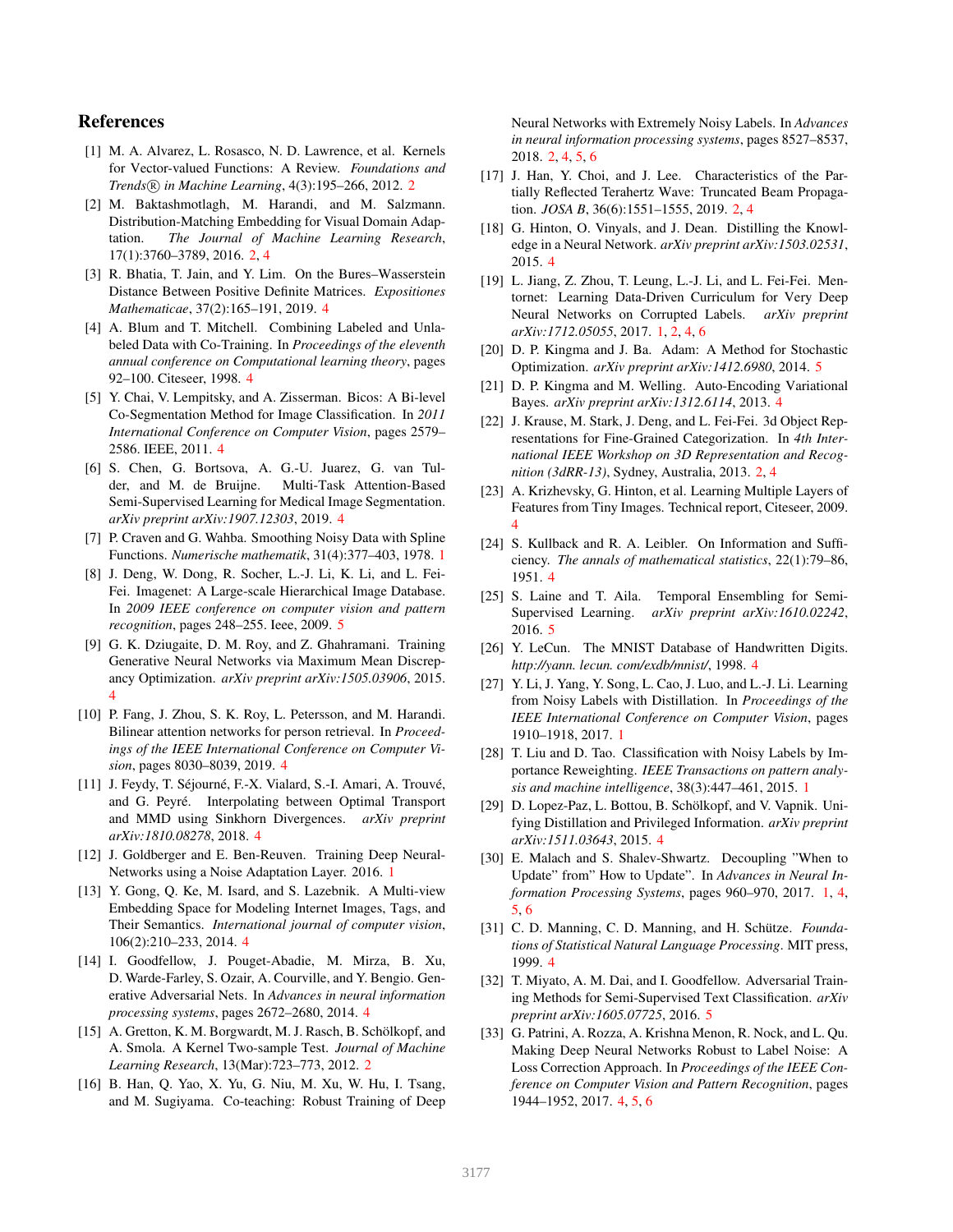## References

[1] M. A. Alvarez, L. Rosasco, N. D. Lawrence, et al. Kernels for Vector-valued Functions: A Review. *Foundations and Trends® in Machine Learning*, 4(3):195–266, 2012. 2

[2] M. Baktashmotlagh, M. Harandi, and M. Salzmann. Distribution-Matching Embedding for Visual Domain Adaptation. *The Journal of Machine Learning Research*, 17(1):3760–3789, 2016. 2, 4

[3] R. Bhatia, T. Jain, and Y. Lim. On the Bures–Wasserstein Distance Between Positive Definite Matrices. *Expositiones Mathematicae*, 37(2):165–191, 2019. 4

[4] A. Blum and T. Mitchell. Combining Labeled and Unlabeled Data with Co-Training. In *Proceedings of the eleventh annual conference on Computational learning theory*, pages 92–100. Citeseer, 1998. 4

[5] Y. Chai, V. Lempitsky, and A. Zisserman. Bicos: A Bi-level Co-Segmentation Method for Image Classification. In *2011 International Conference on Computer Vision*, pages 2579–2586. IEEE, 2011. 4

[6] S. Chen, G. Bortsova, A. G.-U. Juarez, G. van Tulder, and M. de Bruijne. Multi-Task Attention-Based Semi-Supervised Learning for Medical Image Segmentation. *arXiv preprint arXiv:1907.12303*, 2019. 4

[7] P. Craven and G. Wahba. Smoothing Noisy Data with Spline Functions. *Numerische mathematik*, 31(4):377–403, 1978. 1

[8] J. Deng, W. Dong, R. Socher, L.-J. Li, K. Li, and L. Fei-Fei. Imagenet: A Large-scale Hierarchical Image Database. In *2009 IEEE conference on computer vision and pattern recognition*, pages 248–255. Ieee, 2009. 5

[9] G. K. Dziugaite, D. M. Roy, and Z. Ghahramani. Training Generative Neural Networks via Maximum Mean Discrepancy Optimization. *arXiv preprint arXiv:1505.03906*, 2015. 4

[10] P. Fang, J. Zhou, S. K. Roy, L. Petersson, and M. Harandi. Bilinear attention networks for person retrieval. In *Proceedings of the IEEE International Conference on Computer Vision*, pages 8030–8039, 2019. 4

[11] J. Feydy, T. Séjourné, F.-X. Vialard, S.-I. Amari, A. Trouvé, and G. Peyré. Interpolating between Optimal Transport and MMD using Sinkhorn Divergences. *arXiv preprint arXiv:1810.08278*, 2018. 4

[12] J. Goldberger and E. Ben-Reuven. Training Deep Neural-Networks using a Noise Adaptation Layer. 2016. 1

[13] Y. Gong, Q. Ke, M. Isard, and S. Lazebnik. A Multi-view Embedding Space for Modeling Internet Images, Tags, and Their Semantics. *International journal of computer vision*, 106(2):210–233, 2014. 4

[14] I. Goodfellow, J. Pouget-Abadie, M. Mirza, B. Xu, D. Warde-Farley, S. Ozair, A. Courville, and Y. Bengio. Generative Adversarial Nets. In *Advances in neural information processing systems*, pages 2672–2680, 2014. 4

[15] A. Gretton, K. M. Borgwardt, M. J. Rasch, B. Schölkopf, and A. Smola. A Kernel Two-sample Test. *Journal of Machine Learning Research*, 13(Mar):723–773, 2012. 2

[16] B. Han, Q. Yao, X. Yu, G. Niu, M. Xu, W. Hu, I. Tsang, and M. Sugiyama. Co-teaching: Robust Training of Deep Neural Networks with Extremely Noisy Labels. In *Advances in neural information processing systems*, pages 8527–8537, 2018. 2, 4, 5, 6

[17] J. Han, Y. Choi, and J. Lee. Characteristics of the Partially Reflected Terahertz Wave: Truncated Beam Propagation. *JOSA B*, 36(6):1551–1555, 2019. 2, 4

[18] G. Hinton, O. Vinyals, and J. Dean. Distilling the Knowledge in a Neural Network. *arXiv preprint arXiv:1503.02531*, 2015. 4

[19] L. Jiang, Z. Zhou, T. Leung, L.-J. Li, and L. Fei-Fei. Mentornet: Learning Data-Driven Curriculum for Very Deep Neural Networks on Corrupted Labels. *arXiv preprint arXiv:1712.05055*, 2017. 1, 2, 4, 6

[20] D. P. Kingma and J. Ba. Adam: A Method for Stochastic Optimization. *arXiv preprint arXiv:1412.6980*, 2014. 5

[21] D. P. Kingma and M. Welling. Auto-Encoding Variational Bayes. *arXiv preprint arXiv:1312.6114*, 2013. 4

[22] J. Krause, M. Stark, J. Deng, and L. Fei-Fei. 3d Object Representations for Fine-Grained Categorization. In *4th International IEEE Workshop on 3D Representation and Recognition (3dRR-13)*, Sydney, Australia, 2013. 2, 4

[23] A. Krizhevsky, G. Hinton, et al. Learning Multiple Layers of Features from Tiny Images. Technical report, Citeseer, 2009. 4

[24] S. Kullback and R. A. Leibler. On Information and Sufficiency. *The annals of mathematical statistics*, 22(1):79–86, 1951. 4

[25] S. Laine and T. Aila. Temporal Ensembling for Semi-Supervised Learning. *arXiv preprint arXiv:1610.02242*, 2016. 5

[26] Y. LeCun. The MNIST Database of Handwritten Digits. *http://yann. lecun. com/exdb/mnist/*, 1998. 4

[27] Y. Li, J. Yang, Y. Song, L. Cao, J. Luo, and L.-J. Li. Learning from Noisy Labels with Distillation. In *Proceedings of the IEEE International Conference on Computer Vision*, pages 1910–1918, 2017. 1

[28] T. Liu and D. Tao. Classification with Noisy Labels by Importance Reweighting. *IEEE Transactions on pattern analysis and machine intelligence*, 38(3):447–461, 2015. 1

[29] D. Lopez-Paz, L. Bottou, B. Schölkopf, and V. Vapnik. Unifying Distillation and Privileged Information. *arXiv preprint arXiv:1511.03643*, 2015. 4

[30] E. Malach and S. Shalev-Shwartz. Decoupling "When to Update" from" How to Update". In *Advances in Neural Information Processing Systems*, pages 960–970, 2017. 1, 4, 5, 6

[31] C. D. Manning, C. D. Manning, and H. Schütze. *Foundations of Statistical Natural Language Processing*. MIT press, 1999. 4

[32] T. Miyato, A. M. Dai, and I. Goodfellow. Adversarial Training Methods for Semi-Supervised Text Classification. *arXiv preprint arXiv:1605.07725*, 2016. 5

[33] G. Patrini, A. Rozza, A. Krishna Menon, R. Nock, and L. Qu. Making Deep Neural Networks Robust to Label Noise: A Loss Correction Approach. In *Proceedings of the IEEE Conference on Computer Vision and Pattern Recognition*, pages 1944–1952, 2017. 4, 5, 6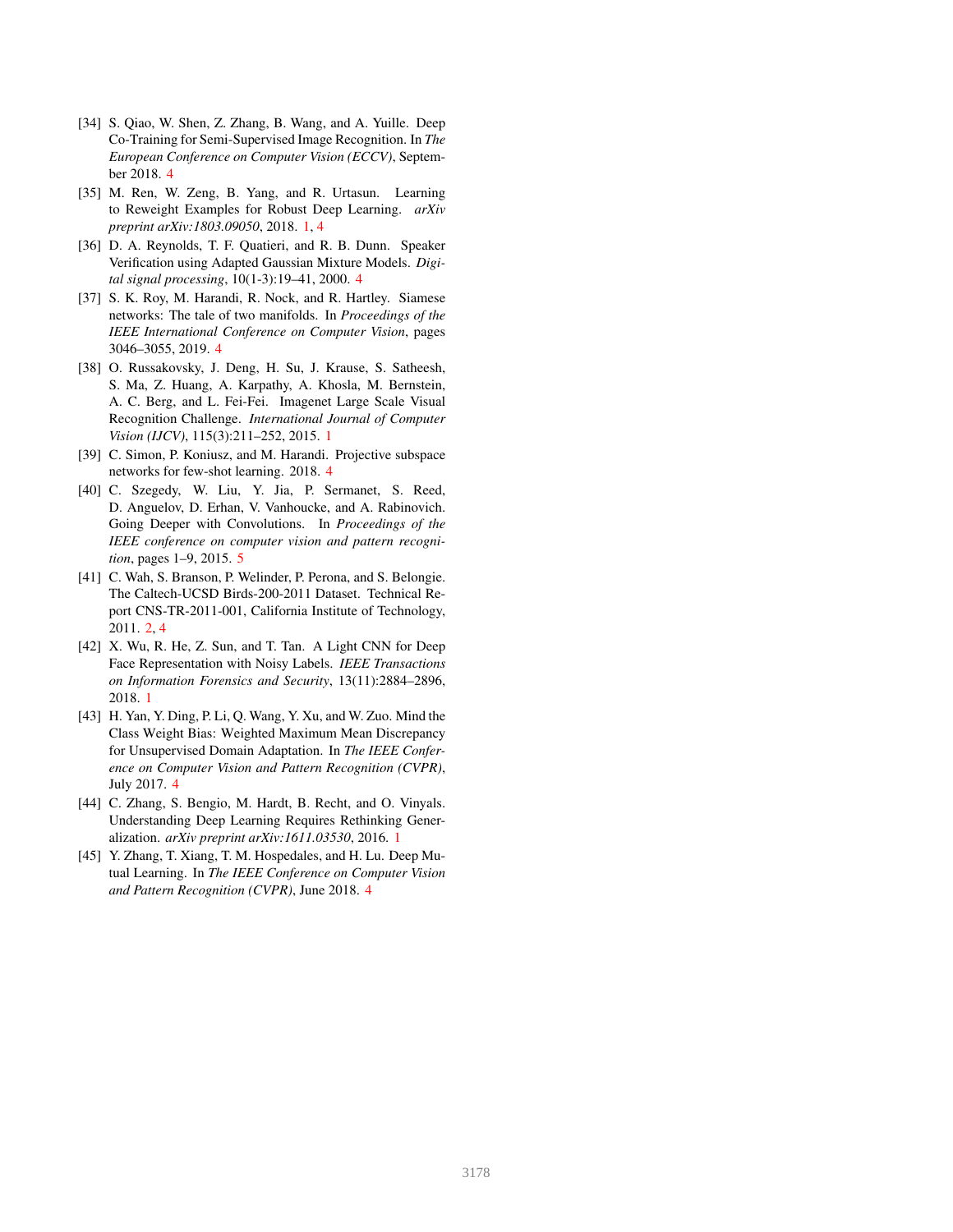[34] S. Qiao, W. Shen, Z. Zhang, B. Wang, and A. Yuille. Deep Co-Training for Semi-Supervised Image Recognition. In *The European Conference on Computer Vision (ECCV)*, September 2018. 4

[35] M. Ren, W. Zeng, B. Yang, and R. Urtasun. Learning to Reweight Examples for Robust Deep Learning. *arXiv preprint arXiv:1803.09050*, 2018. 1, 4

[36] D. A. Reynolds, T. F. Quatieri, and R. B. Dunn. Speaker Verification using Adapted Gaussian Mixture Models. *Digital signal processing*, 10(1-3):19–41, 2000. 4

[37] S. K. Roy, M. Harandi, R. Nock, and R. Hartley. Siamese networks: The tale of two manifolds. In *Proceedings of the IEEE International Conference on Computer Vision*, pages 3046–3055, 2019. 4

[38] O. Russakovsky, J. Deng, H. Su, J. Krause, S. Satheesh, S. Ma, Z. Huang, A. Karpathy, A. Khosla, M. Bernstein, A. C. Berg, and L. Fei-Fei. Imagenet Large Scale Visual Recognition Challenge. *International Journal of Computer Vision (IJCV)*, 115(3):211–252, 2015. 1

[39] C. Simon, P. Koniusz, and M. Harandi. Projective subspace networks for few-shot learning. 2018. 4

[40] C. Szegedy, W. Liu, Y. Jia, P. Sermanet, S. Reed, D. Anguelov, D. Erhan, V. Vanhoucke, and A. Rabinovich. Going Deeper with Convolutions. In *Proceedings of the IEEE conference on computer vision and pattern recognition*, pages 1–9, 2015. 5

[41] C. Wah, S. Branson, P. Welinder, P. Perona, and S. Belongie. The Caltech-UCSD Birds-200-2011 Dataset. Technical Report CNS-TR-2011-001, California Institute of Technology, 2011. 2, 4

[42] X. Wu, R. He, Z. Sun, and T. Tan. A Light CNN for Deep Face Representation with Noisy Labels. *IEEE Transactions on Information Forensics and Security*, 13(11):2884–2896, 2018. 1

[43] H. Yan, Y. Ding, P. Li, Q. Wang, Y. Xu, and W. Zuo. Mind the Class Weight Bias: Weighted Maximum Mean Discrepancy for Unsupervised Domain Adaptation. In *The IEEE Conference on Computer Vision and Pattern Recognition (CVPR)*, July 2017. 4

[44] C. Zhang, S. Bengio, M. Hardt, B. Recht, and O. Vinyals. Understanding Deep Learning Requires Rethinking Generalization. *arXiv preprint arXiv:1611.03530*, 2016. 1

[45] Y. Zhang, T. Xiang, T. M. Hospedales, and H. Lu. Deep Mutual Learning. In *The IEEE Conference on Computer Vision and Pattern Recognition (CVPR)*, June 2018. 4